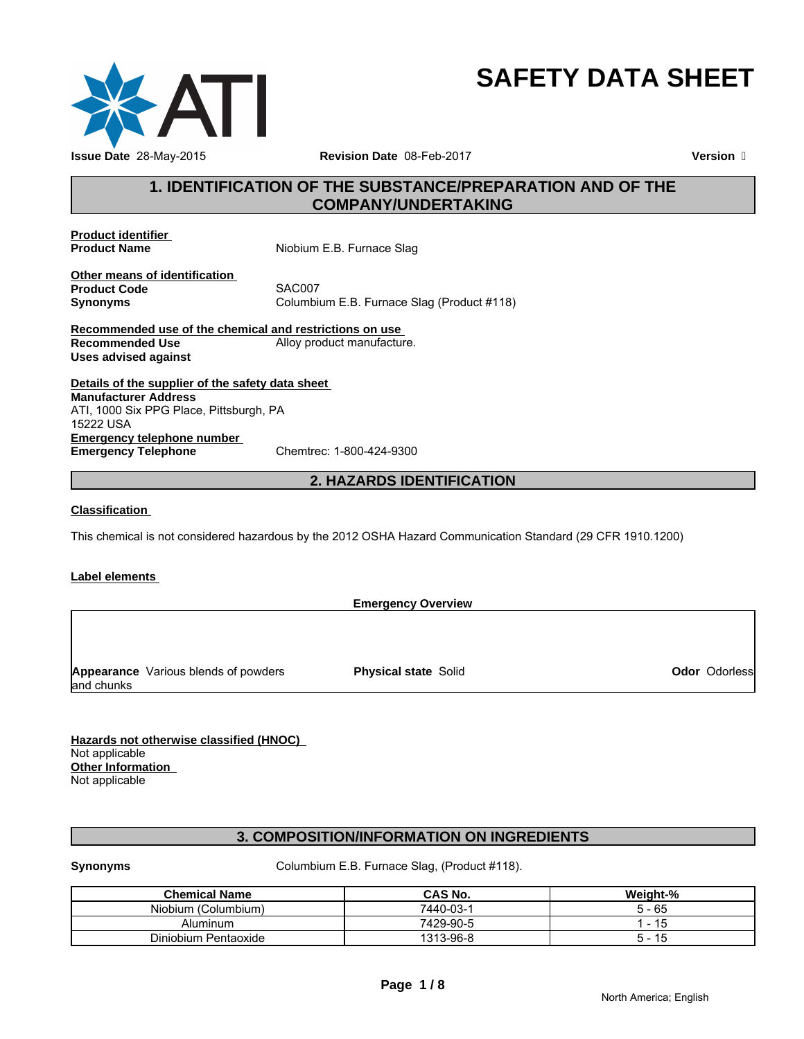# SAFETY DATA SHEET

**Issue Date** 28-May-2015 **Revision Date** 08-Feb-2017 **Version**

## 1. IDENTIFICATION OF THE SUBSTANCE/PREPARATION AND OF THE COMPANY/UNDERTAKING

**Product identifier**

**Product Name** Niobium E.B. Furnace Slag

**Other means of identification**

**Product Code** SAC007

**Synonyms** Columbium E.B. Furnace Slag (Product #118)

**Recommended use of the chemical and restrictions on use**

**Recommended Use** Alloy product manufacture.

**Uses advised against**

**Details of the supplier of the safety data sheet**

**Manufacturer Address**
ATI, 1000 Six PPG Place, Pittsburgh, PA
15222 USA

**Emergency telephone number**

**Emergency Telephone** Chemtrec: 1-800-424-9300

## 2. HAZARDS IDENTIFICATION

**Classification**

This chemical is not considered hazardous by the 2012 OSHA Hazard Communication Standard (29 CFR 1910.1200)

**Label elements**

**Emergency Overview**

**Appearance** Various blends of powders and chunks **Physical state** Solid **Odor** Odorless

**Hazards not otherwise classified (HNOC)**
Not applicable

**Other Information**
Not applicable

## 3. COMPOSITION/INFORMATION ON INGREDIENTS

**Synonyms** Columbium E.B. Furnace Slag, (Product #118).

| Chemical Name | CAS No. | Weight-% |
|---|---|---|
| Niobium (Columbium) | 7440-03-1 | 5 - 65 |
| Aluminum | 7429-90-5 | 1 - 15 |
| Diniobium Pentaoxide | 1313-96-8 | 5 - 15 |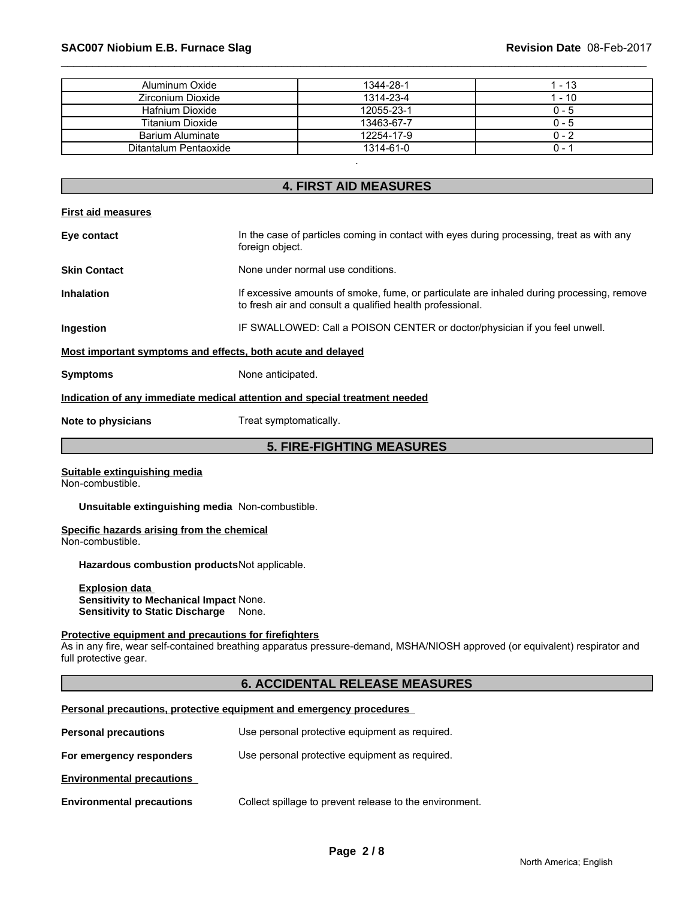| Aluminum Oxide | 1344-28-1 | 1 - 13 |
|---|---|---|
| Zirconium Dioxide | 1314-23-4 | 1 - 10 |
| Hafnium Dioxide | 12055-23-1 | 0 - 5 |
| Titanium Dioxide | 13463-67-7 | 0 - 5 |
| Barium Aluminate | 12254-17-9 | 0 - 2 |
| Ditantalum Pentaoxide | 1314-61-0 | 0 - 1 |

.

## 4. FIRST AID MEASURES

**First aid measures**

**Eye contact** In the case of particles coming in contact with eyes during processing, treat as with any foreign object.

**Skin Contact** None under normal use conditions.

**Inhalation** If excessive amounts of smoke, fume, or particulate are inhaled during processing, remove to fresh air and consult a qualified health professional.

**Ingestion** IF SWALLOWED: Call a POISON CENTER or doctor/physician if you feel unwell.

**Most important symptoms and effects, both acute and delayed**

**Symptoms** None anticipated.

**Indication of any immediate medical attention and special treatment needed**

**Note to physicians** Treat symptomatically.

## 5. FIRE-FIGHTING MEASURES

**Suitable extinguishing media**

Non-combustible.

**Unsuitable extinguishing media** Non-combustible.

**Specific hazards arising from the chemical**

Non-combustible.

**Hazardous combustion products** Not applicable.

**Explosion data**

**Sensitivity to Mechanical Impact** None.

**Sensitivity to Static Discharge** None.

**Protective equipment and precautions for firefighters**

As in any fire, wear self-contained breathing apparatus pressure-demand, MSHA/NIOSH approved (or equivalent) respirator and full protective gear.

## 6. ACCIDENTAL RELEASE MEASURES

**Personal precautions, protective equipment and emergency procedures**

**Personal precautions** Use personal protective equipment as required.

**For emergency responders** Use personal protective equipment as required.

**Environmental precautions**

**Environmental precautions** Collect spillage to prevent release to the environment.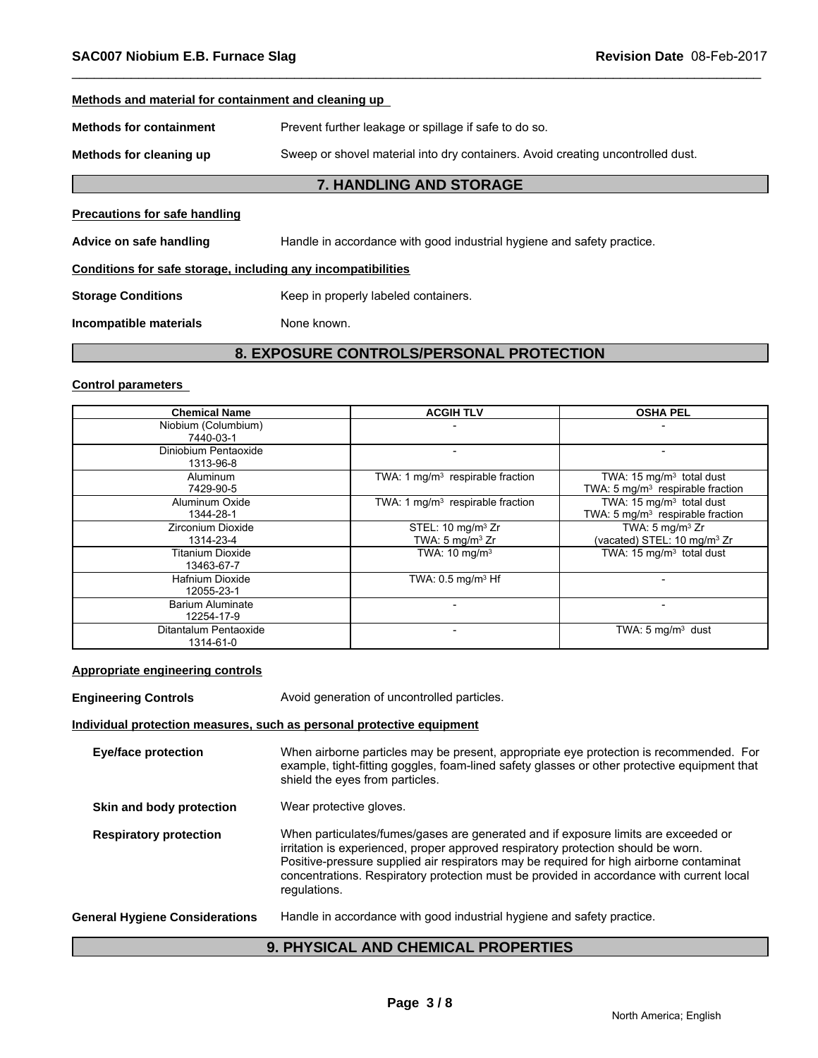**Methods and material for containment and cleaning up**

**Methods for containment** Prevent further leakage or spillage if safe to do so.

**Methods for cleaning up** Sweep or shovel material into dry containers. Avoid creating uncontrolled dust.

## 7. HANDLING AND STORAGE

**Precautions for safe handling**

**Advice on safe handling** Handle in accordance with good industrial hygiene and safety practice.

**Conditions for safe storage, including any incompatibilities**

**Storage Conditions** Keep in properly labeled containers.

**Incompatible materials** None known.

## 8. EXPOSURE CONTROLS/PERSONAL PROTECTION

**Control parameters**

| Chemical Name | ACGIH TLV | OSHA PEL |
|---|---|---|
| Niobium (Columbium) 7440-03-1 | - | - |
| Diniobium Pentaoxide 1313-96-8 | - | - |
| Aluminum 7429-90-5 | TWA: 1 mg/m³ respirable fraction | TWA: 15 mg/m³ total dust<br>TWA: 5 mg/m³ respirable fraction |
| Aluminum Oxide 1344-28-1 | TWA: 1 mg/m³ respirable fraction | TWA: 15 mg/m³ total dust<br>TWA: 5 mg/m³ respirable fraction |
| Zirconium Dioxide 1314-23-4 | STEL: 10 mg/m³ Zr<br>TWA: 5 mg/m³ Zr | TWA: 5 mg/m³ Zr<br>(vacated) STEL: 10 mg/m³ Zr |
| Titanium Dioxide 13463-67-7 | TWA: 10 mg/m³ | TWA: 15 mg/m³ total dust |
| Hafnium Dioxide 12055-23-1 | TWA: 0.5 mg/m³ Hf | - |
| Barium Aluminate 12254-17-9 | - | - |
| Ditantalum Pentaoxide 1314-61-0 | - | TWA: 5 mg/m³ dust |

**Appropriate engineering controls**

**Engineering Controls** Avoid generation of uncontrolled particles.

**Individual protection measures, such as personal protective equipment**

**Eye/face protection** When airborne particles may be present, appropriate eye protection is recommended. For example, tight-fitting goggles, foam-lined safety glasses or other protective equipment that shield the eyes from particles.

**Skin and body protection** Wear protective gloves.

**Respiratory protection** When particulates/fumes/gases are generated and if exposure limits are exceeded or irritation is experienced, proper approved respiratory protection should be worn. Positive-pressure supplied air respirators may be required for high airborne contaminat concentrations. Respiratory protection must be provided in accordance with current local regulations.

**General Hygiene Considerations** Handle in accordance with good industrial hygiene and safety practice.

## 9. PHYSICAL AND CHEMICAL PROPERTIES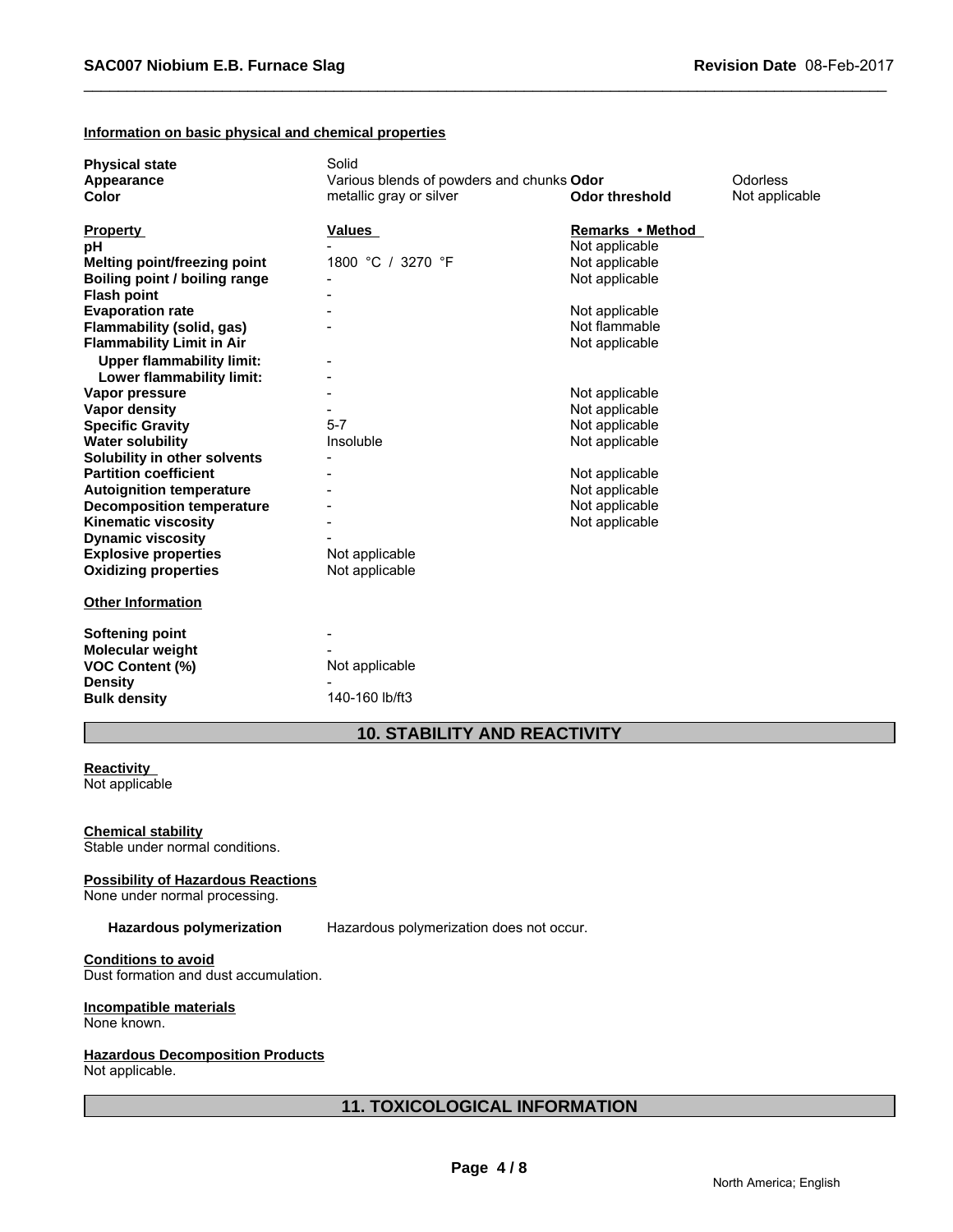### Information on basic physical and chemical properties

| | | | |
|---|---|---|---|
| **Physical state** | Solid | | |
| **Appearance** | Various blends of powders and chunks | **Odor** | Odorless |
| **Color** | metallic gray or silver | **Odor threshold** | Not applicable |

| **Property** | **Values** | **Remarks • Method** |
|---|---|---|
| **pH** | - | Not applicable |
| **Melting point/freezing point** | 1800 °C / 3270 °F | Not applicable |
| **Boiling point / boiling range** | - | Not applicable |
| **Flash point** | - | |
| **Evaporation rate** | - | Not applicable |
| **Flammability (solid, gas)** | - | Not flammable |
| **Flammability Limit in Air** | | Not applicable |
| **Upper flammability limit:** | - | |
| **Lower flammability limit:** | - | |
| **Vapor pressure** | - | Not applicable |
| **Vapor density** | - | Not applicable |
| **Specific Gravity** | 5-7 | Not applicable |
| **Water solubility** | Insoluble | Not applicable |
| **Solubility in other solvents** | - | |
| **Partition coefficient** | - | Not applicable |
| **Autoignition temperature** | - | Not applicable |
| **Decomposition temperature** | - | Not applicable |
| **Kinematic viscosity** | - | Not applicable |
| **Dynamic viscosity** | - | |
| **Explosive properties** | Not applicable | |
| **Oxidizing properties** | Not applicable | |

**Other Information**

| | |
|---|---|
| **Softening point** | - |
| **Molecular weight** | - |
| **VOC Content (%)** | Not applicable |
| **Density** | - |
| **Bulk density** | 140-160 lb/ft3 |

## 10. STABILITY AND REACTIVITY

**Reactivity**
Not applicable

**Chemical stability**
Stable under normal conditions.

**Possibility of Hazardous Reactions**
None under normal processing.

**Hazardous polymerization** Hazardous polymerization does not occur.

**Conditions to avoid**
Dust formation and dust accumulation.

**Incompatible materials**
None known.

**Hazardous Decomposition Products**
Not applicable.

## 11. TOXICOLOGICAL INFORMATION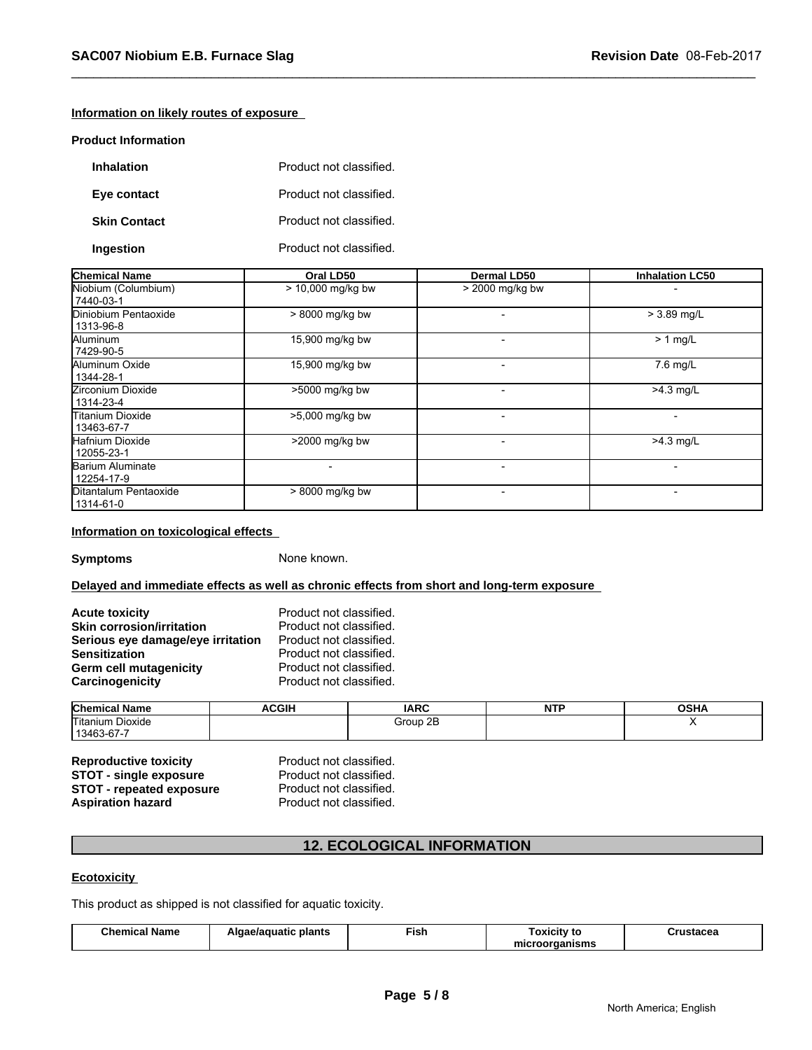#### Information on likely routes of exposure

**Product Information**

**Inhalation** Product not classified.

**Eye contact** Product not classified.

**Skin Contact** Product not classified.

**Ingestion** Product not classified.

| Chemical Name | Oral LD50 | Dermal LD50 | Inhalation LC50 |
|---|---|---|---|
| Niobium (Columbium)<br>7440-03-1 | > 10,000 mg/kg bw | > 2000 mg/kg bw | - |
| Diniobium Pentaoxide<br>1313-96-8 | > 8000 mg/kg bw | - | > 3.89 mg/L |
| Aluminum<br>7429-90-5 | 15,900 mg/kg bw | - | > 1 mg/L |
| Aluminum Oxide<br>1344-28-1 | 15,900 mg/kg bw | - | 7.6 mg/L |
| Zirconium Dioxide<br>1314-23-4 | >5000 mg/kg bw | - | >4.3 mg/L |
| Titanium Dioxide<br>13463-67-7 | >5,000 mg/kg bw | - | - |
| Hafnium Dioxide<br>12055-23-1 | >2000 mg/kg bw | - | >4.3 mg/L |
| Barium Aluminate<br>12254-17-9 | - | - | - |
| Ditantalum Pentaoxide<br>1314-61-0 | > 8000 mg/kg bw | - | - |

#### Information on toxicological effects

**Symptoms** None known.

#### Delayed and immediate effects as well as chronic effects from short and long-term exposure

**Acute toxicity** Product not classified.
**Skin corrosion/irritation** Product not classified.
**Serious eye damage/eye irritation** Product not classified.
**Sensitization** Product not classified.
**Germ cell mutagenicity** Product not classified.
**Carcinogenicity** Product not classified.

| Chemical Name | ACGIH | IARC | NTP | OSHA |
|---|---|---|---|---|
| Titanium Dioxide<br>13463-67-7 | | Group 2B | | X |

**Reproductive toxicity** Product not classified.
**STOT - single exposure** Product not classified.
**STOT - repeated exposure** Product not classified.
**Aspiration hazard** Product not classified.

## 12. ECOLOGICAL INFORMATION

#### Ecotoxicity

This product as shipped is not classified for aquatic toxicity.

| Chemical Name | Algae/aquatic plants | Fish | Toxicity to microorganisms | Crustacea |
|---|---|---|---|---|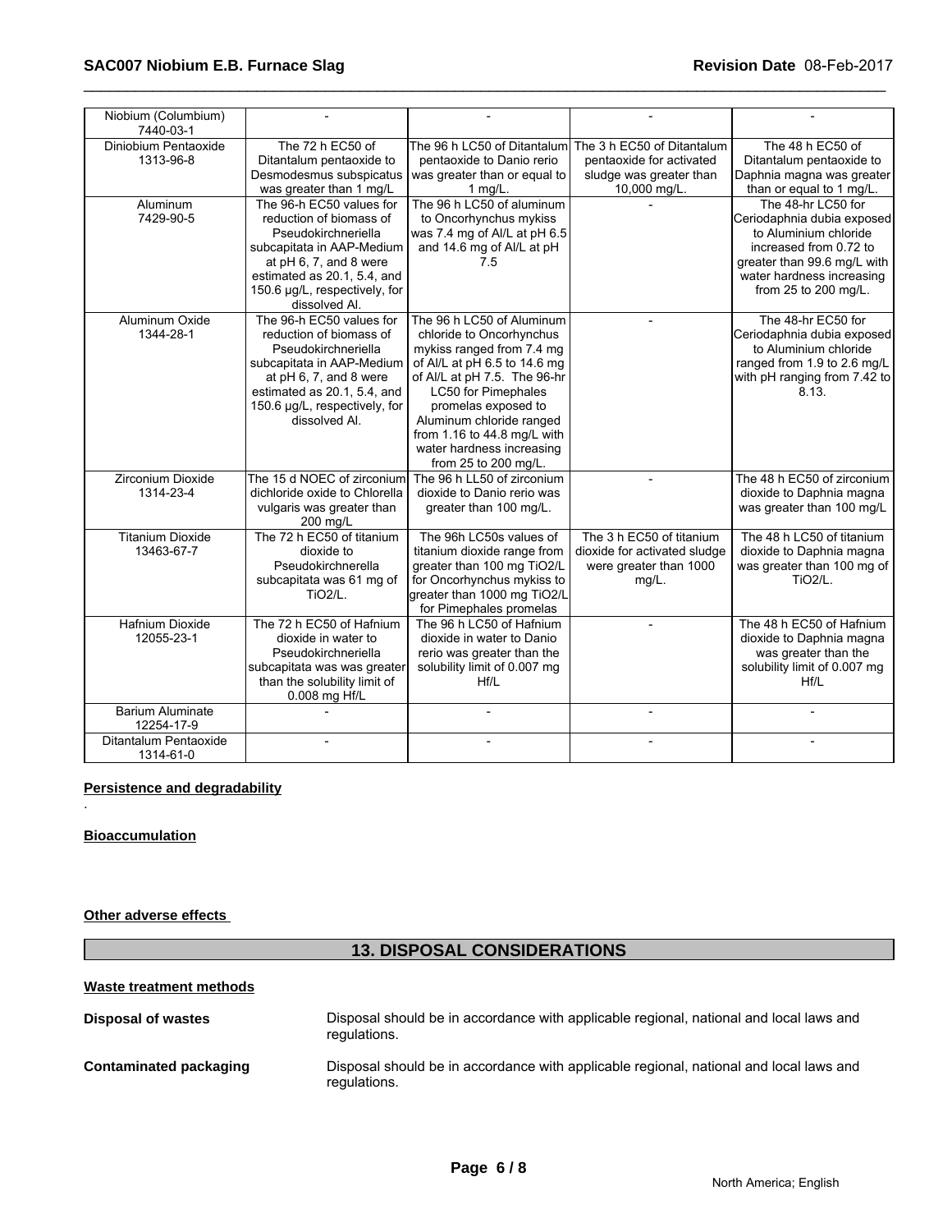| | | | | |
|---|---|---|---|---|
| Niobium (Columbium) 7440-03-1 | - | - | - | - |
| Diniobium Pentaoxide 1313-96-8 | The 72 h EC50 of Ditantalum pentaoxide to Desmodesmus subspicatus was greater than 1 mg/L | The 96 h LC50 of Ditantalum pentaoxide to Danio rerio was greater than or equal to 1 mg/L. | The 3 h EC50 of Ditantalum pentaoxide for activated sludge was greater than 10,000 mg/L. | The 48 h EC50 of Ditantalum pentaoxide to Daphnia magna was greater than or equal to 1 mg/L. |
| Aluminum 7429-90-5 | The 96-h EC50 values for reduction of biomass of Pseudokirchneriella subcapitata in AAP-Medium at pH 6, 7, and 8 were estimated as 20.1, 5.4, and 150.6 µg/L, respectively, for dissolved Al. | The 96 h LC50 of aluminum to Oncorhynchus mykiss was 7.4 mg of Al/L at pH 6.5 and 14.6 mg of Al/L at pH 7.5 | - | The 48-hr LC50 for Ceriodaphnia dubia exposed to Aluminium chloride increased from 0.72 to greater than 99.6 mg/L with water hardness increasing from 25 to 200 mg/L. |
| Aluminum Oxide 1344-28-1 | The 96-h EC50 values for reduction of biomass of Pseudokirchneriella subcapitata in AAP-Medium at pH 6, 7, and 8 were estimated as 20.1, 5.4, and 150.6 µg/L, respectively, for dissolved Al. | The 96 h LC50 of Aluminum chloride to Oncorhynchus mykiss ranged from 7.4 mg of Al/L at pH 6.5 to 14.6 mg of Al/L at pH 7.5. The 96-hr LC50 for Pimephales promelas exposed to Aluminum chloride ranged from 1.16 to 44.8 mg/L with water hardness increasing from 25 to 200 mg/L. | - | The 48-hr EC50 for Ceriodaphnia dubia exposed to Aluminium chloride ranged from 1.9 to 2.6 mg/L with pH ranging from 7.42 to 8.13. |
| Zirconium Dioxide 1314-23-4 | The 15 d NOEC of zirconium dichloride oxide to Chlorella vulgaris was greater than 200 mg/L | The 96 h LL50 of zirconium dioxide to Danio rerio was greater than 100 mg/L. | - | The 48 h EC50 of zirconium dioxide to Daphnia magna was greater than 100 mg/L |
| Titanium Dioxide 13463-67-7 | The 72 h EC50 of titanium dioxide to Pseudokirchnerella subcapitata was 61 mg of TiO2/L. | The 96h LC50s values of titanium dioxide range from greater than 100 mg TiO2/L for Oncorhynchus mykiss to greater than 1000 mg TiO2/L for Pimephales promelas | The 3 h EC50 of titanium dioxide for activated sludge were greater than 1000 mg/L. | The 48 h LC50 of titanium dioxide to Daphnia magna was greater than 100 mg of TiO2/L. |
| Hafnium Dioxide 12055-23-1 | The 72 h EC50 of Hafnium dioxide in water to Pseudokirchneriella subcapitata was was greater than the solubility limit of 0.008 mg Hf/L | The 96 h LC50 of Hafnium dioxide in water to Danio rerio was greater than the solubility limit of 0.007 mg Hf/L | - | The 48 h EC50 of Hafnium dioxide to Daphnia magna was greater than the solubility limit of 0.007 mg Hf/L |
| Barium Aluminate 12254-17-9 | - | - | - | - |
| Ditantalum Pentaoxide 1314-61-0 | - | - | - | - |

**Persistence and degradability**

.

**Bioaccumulation**

**Other adverse effects**

## 13. DISPOSAL CONSIDERATIONS

**Waste treatment methods**

**Disposal of wastes** Disposal should be in accordance with applicable regional, national and local laws and regulations.

**Contaminated packaging** Disposal should be in accordance with applicable regional, national and local laws and regulations.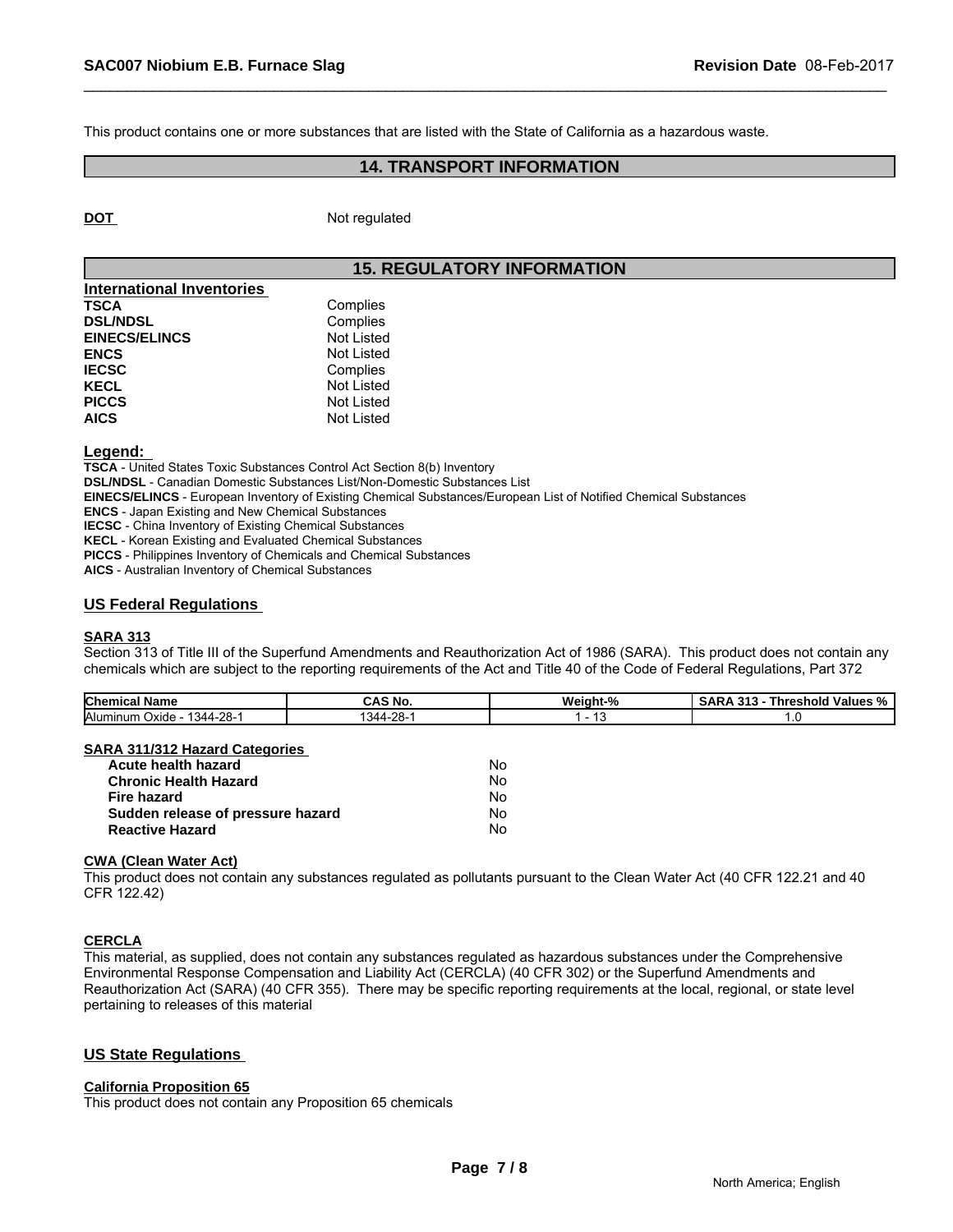This product contains one or more substances that are listed with the State of California as a hazardous waste.

## 14. TRANSPORT INFORMATION

**DOT** Not regulated

## 15. REGULATORY INFORMATION

**International Inventories**

| | |
|---|---|
| **TSCA** | Complies |
| **DSL/NDSL** | Complies |
| **EINECS/ELINCS** | Not Listed |
| **ENCS** | Not Listed |
| **IECSC** | Complies |
| **KECL** | Not Listed |
| **PICCS** | Not Listed |
| **AICS** | Not Listed |

**Legend:**

**TSCA** - United States Toxic Substances Control Act Section 8(b) Inventory
**DSL/NDSL** - Canadian Domestic Substances List/Non-Domestic Substances List
**EINECS/ELINCS** - European Inventory of Existing Chemical Substances/European List of Notified Chemical Substances
**ENCS** - Japan Existing and New Chemical Substances
**IECSC** - China Inventory of Existing Chemical Substances
**KECL** - Korean Existing and Evaluated Chemical Substances
**PICCS** - Philippines Inventory of Chemicals and Chemical Substances
**AICS** - Australian Inventory of Chemical Substances

### US Federal Regulations

**SARA 313**

Section 313 of Title III of the Superfund Amendments and Reauthorization Act of 1986 (SARA). This product does not contain any chemicals which are subject to the reporting requirements of the Act and Title 40 of the Code of Federal Regulations, Part 372

| Chemical Name | CAS No. | Weight-% | SARA 313 - Threshold Values % |
|---|---|---|---|
| Aluminum Oxide - 1344-28-1 | 1344-28-1 | 1 - 13 | 1.0 |

**SARA 311/312 Hazard Categories**

| | |
|---|---|
| **Acute health hazard** | No |
| **Chronic Health Hazard** | No |
| **Fire hazard** | No |
| **Sudden release of pressure hazard** | No |
| **Reactive Hazard** | No |

**CWA (Clean Water Act)**

This product does not contain any substances regulated as pollutants pursuant to the Clean Water Act (40 CFR 122.21 and 40 CFR 122.42)

**CERCLA**

This material, as supplied, does not contain any substances regulated as hazardous substances under the Comprehensive Environmental Response Compensation and Liability Act (CERCLA) (40 CFR 302) or the Superfund Amendments and Reauthorization Act (SARA) (40 CFR 355). There may be specific reporting requirements at the local, regional, or state level pertaining to releases of this material

### US State Regulations

**California Proposition 65**

This product does not contain any Proposition 65 chemicals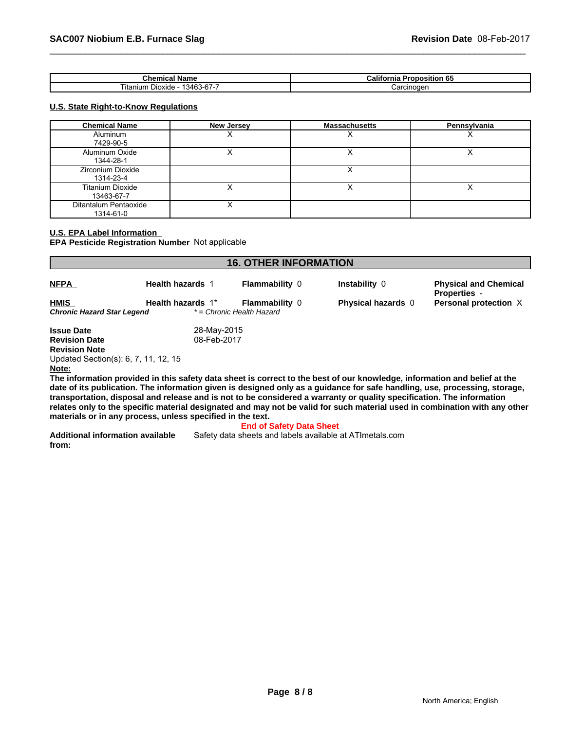| Chemical Name | California Proposition 65 |
|---|---|
| Titanium Dioxide - 13463-67-7 | Carcinogen |

**U.S. State Right-to-Know Regulations**

| Chemical Name | New Jersey | Massachusetts | Pennsylvania |
|---|---|---|---|
| Aluminum 7429-90-5 | X | X | X |
| Aluminum Oxide 1344-28-1 | X | X | X |
| Zirconium Dioxide 1314-23-4 | | X | |
| Titanium Dioxide 13463-67-7 | X | X | X |
| Ditantalum Pentaoxide 1314-61-0 | X | | |

**U.S. EPA Label Information**

**EPA Pesticide Registration Number** Not applicable

## 16. OTHER INFORMATION

| | | | | |
|---|---|---|---|---|
| **NFPA** | **Health hazards** 1 | **Flammability** 0 | **Instability** 0 | **Physical and Chemical Properties** - |
| **HMIS** | **Health hazards** 1* | **Flammability** 0 | **Physical hazards** 0 | **Personal protection** X |

***Chronic Hazard Star Legend*** *\* = Chronic Health Hazard*

**Issue Date** 28-May-2015

**Revision Date** 08-Feb-2017

**Revision Note**

Updated Section(s): 6, 7, 11, 12, 15

**Note:**

**The information provided in this safety data sheet is correct to the best of our knowledge, information and belief at the date of its publication. The information given is designed only as a guidance for safe handling, use, processing, storage, transportation, disposal and release and is not to be considered a warranty or quality specification. The information relates only to the specific material designated and may not be valid for such material used in combination with any other materials or in any process, unless specified in the text.**

**End of Safety Data Sheet**

**Additional information available from:** Safety data sheets and labels available at ATImetals.com